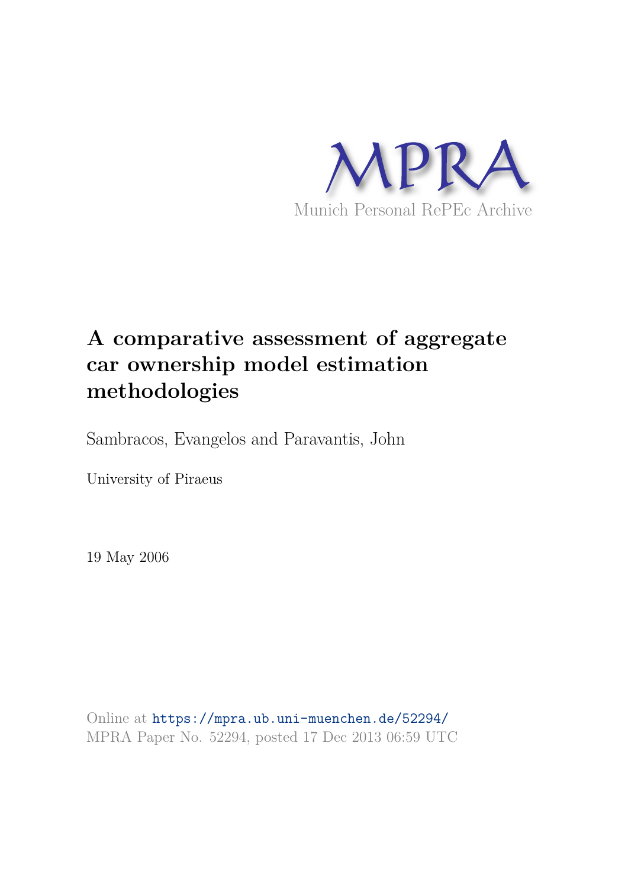MPRA

Munich Personal RePEc Archive

# A comparative assessment of aggregate car ownership model estimation methodologies

Sambracos, Evangelos and Paravantis, John

University of Piraeus

19 May 2006

Online at https://mpra.ub.uni-muenchen.de/52294/
MPRA Paper No. 52294, posted 17 Dec 2013 06:59 UTC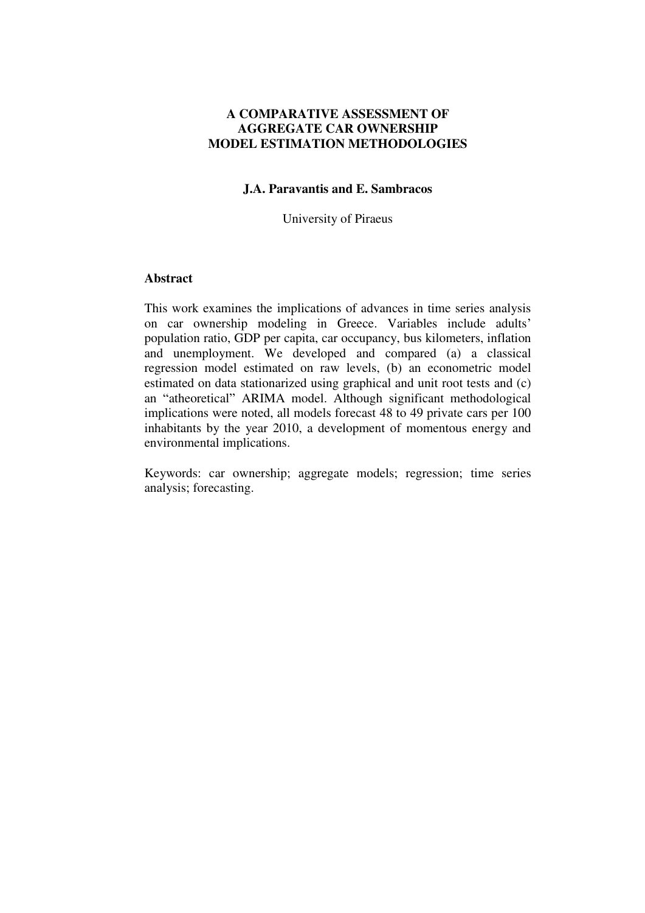# A COMPARATIVE ASSESSMENT OF AGGREGATE CAR OWNERSHIP MODEL ESTIMATION METHODOLOGIES

**J.A. Paravantis and E. Sambracos**

University of Piraeus

## Abstract

This work examines the implications of advances in time series analysis on car ownership modeling in Greece. Variables include adults' population ratio, GDP per capita, car occupancy, bus kilometers, inflation and unemployment. We developed and compared (a) a classical regression model estimated on raw levels, (b) an econometric model estimated on data stationarized using graphical and unit root tests and (c) an "atheoretical" ARIMA model. Although significant methodological implications were noted, all models forecast 48 to 49 private cars per 100 inhabitants by the year 2010, a development of momentous energy and environmental implications.

Keywords: car ownership; aggregate models; regression; time series analysis; forecasting.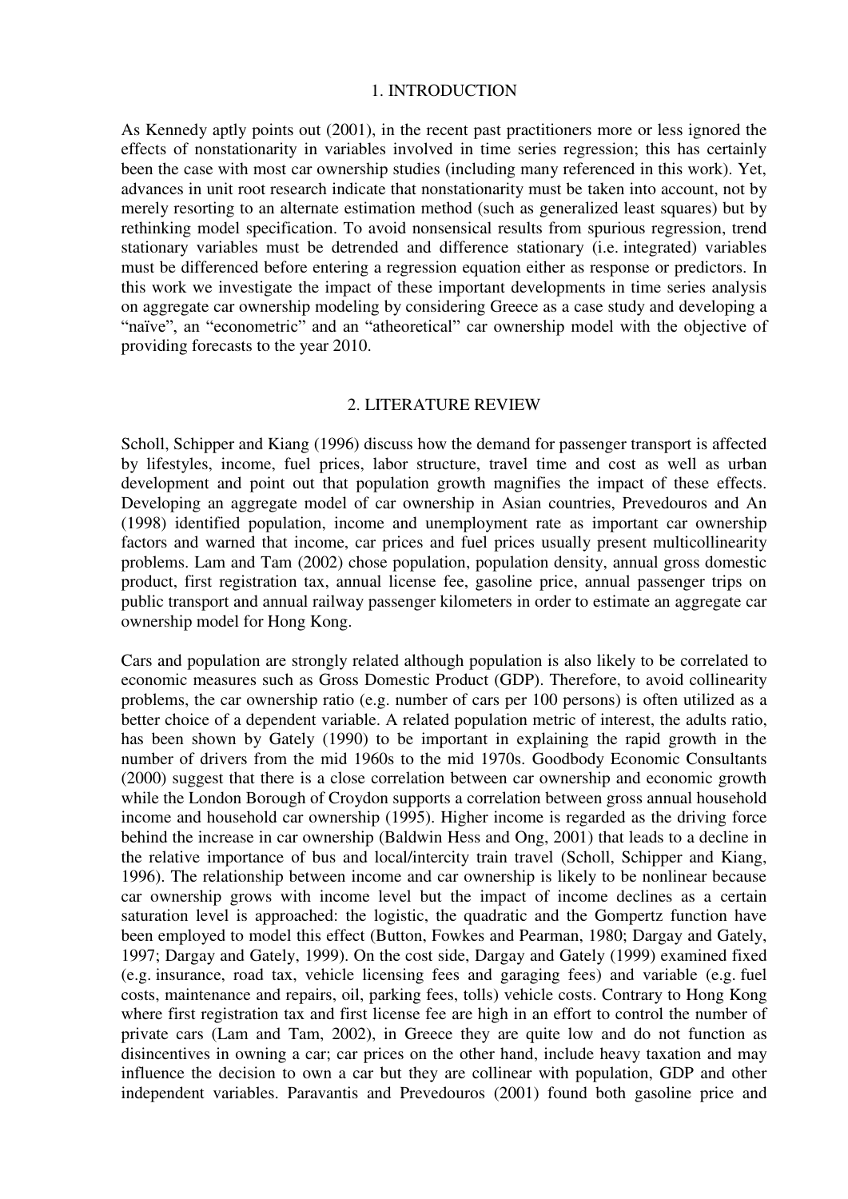## 1. INTRODUCTION

As Kennedy aptly points out (2001), in the recent past practitioners more or less ignored the effects of nonstationarity in variables involved in time series regression; this has certainly been the case with most car ownership studies (including many referenced in this work). Yet, advances in unit root research indicate that nonstationarity must be taken into account, not by merely resorting to an alternate estimation method (such as generalized least squares) but by rethinking model specification. To avoid nonsensical results from spurious regression, trend stationary variables must be detrended and difference stationary (i.e. integrated) variables must be differenced before entering a regression equation either as response or predictors. In this work we investigate the impact of these important developments in time series analysis on aggregate car ownership modeling by considering Greece as a case study and developing a "naïve", an "econometric" and an "atheoretical" car ownership model with the objective of providing forecasts to the year 2010.

## 2. LITERATURE REVIEW

Scholl, Schipper and Kiang (1996) discuss how the demand for passenger transport is affected by lifestyles, income, fuel prices, labor structure, travel time and cost as well as urban development and point out that population growth magnifies the impact of these effects. Developing an aggregate model of car ownership in Asian countries, Prevedouros and An (1998) identified population, income and unemployment rate as important car ownership factors and warned that income, car prices and fuel prices usually present multicollinearity problems. Lam and Tam (2002) chose population, population density, annual gross domestic product, first registration tax, annual license fee, gasoline price, annual passenger trips on public transport and annual railway passenger kilometers in order to estimate an aggregate car ownership model for Hong Kong.

Cars and population are strongly related although population is also likely to be correlated to economic measures such as Gross Domestic Product (GDP). Therefore, to avoid collinearity problems, the car ownership ratio (e.g. number of cars per 100 persons) is often utilized as a better choice of a dependent variable. A related population metric of interest, the adults ratio, has been shown by Gately (1990) to be important in explaining the rapid growth in the number of drivers from the mid 1960s to the mid 1970s. Goodbody Economic Consultants (2000) suggest that there is a close correlation between car ownership and economic growth while the London Borough of Croydon supports a correlation between gross annual household income and household car ownership (1995). Higher income is regarded as the driving force behind the increase in car ownership (Baldwin Hess and Ong, 2001) that leads to a decline in the relative importance of bus and local/intercity train travel (Scholl, Schipper and Kiang, 1996). The relationship between income and car ownership is likely to be nonlinear because car ownership grows with income level but the impact of income declines as a certain saturation level is approached: the logistic, the quadratic and the Gompertz function have been employed to model this effect (Button, Fowkes and Pearman, 1980; Dargay and Gately, 1997; Dargay and Gately, 1999). On the cost side, Dargay and Gately (1999) examined fixed (e.g. insurance, road tax, vehicle licensing fees and garaging fees) and variable (e.g. fuel costs, maintenance and repairs, oil, parking fees, tolls) vehicle costs. Contrary to Hong Kong where first registration tax and first license fee are high in an effort to control the number of private cars (Lam and Tam, 2002), in Greece they are quite low and do not function as disincentives in owning a car; car prices on the other hand, include heavy taxation and may influence the decision to own a car but they are collinear with population, GDP and other independent variables. Paravantis and Prevedouros (2001) found both gasoline price and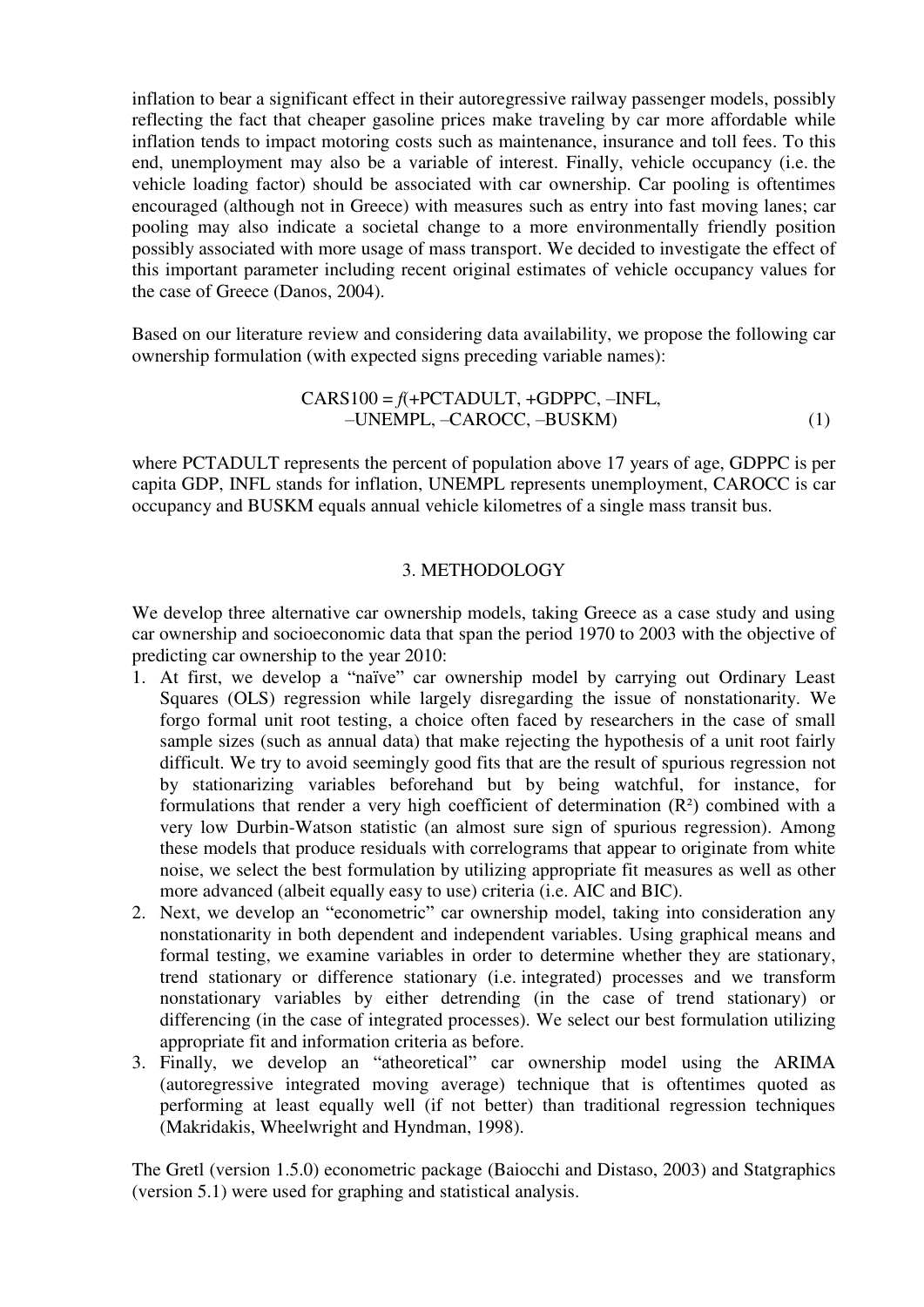inflation to bear a significant effect in their autoregressive railway passenger models, possibly reflecting the fact that cheaper gasoline prices make traveling by car more affordable while inflation tends to impact motoring costs such as maintenance, insurance and toll fees. To this end, unemployment may also be a variable of interest. Finally, vehicle occupancy (i.e. the vehicle loading factor) should be associated with car ownership. Car pooling is oftentimes encouraged (although not in Greece) with measures such as entry into fast moving lanes; car pooling may also indicate a societal change to a more environmentally friendly position possibly associated with more usage of mass transport. We decided to investigate the effect of this important parameter including recent original estimates of vehicle occupancy values for the case of Greece (Danos, 2004).

Based on our literature review and considering data availability, we propose the following car ownership formulation (with expected signs preceding variable names):

$$\text{CARS100} = f(+\text{PCTADULT}, +\text{GDPPC}, -\text{INFL}, -\text{UNEMPL}, -\text{CAROCC}, -\text{BUSKM}) \quad (1)$$

where PCTADULT represents the percent of population above 17 years of age, GDPPC is per capita GDP, INFL stands for inflation, UNEMPL represents unemployment, CAROCC is car occupancy and BUSKM equals annual vehicle kilometres of a single mass transit bus.

## 3. METHODOLOGY

We develop three alternative car ownership models, taking Greece as a case study and using car ownership and socioeconomic data that span the period 1970 to 2003 with the objective of predicting car ownership to the year 2010:

1. At first, we develop a "naïve" car ownership model by carrying out Ordinary Least Squares (OLS) regression while largely disregarding the issue of nonstationarity. We forgo formal unit root testing, a choice often faced by researchers in the case of small sample sizes (such as annual data) that make rejecting the hypothesis of a unit root fairly difficult. We try to avoid seemingly good fits that are the result of spurious regression not by stationarizing variables beforehand but by being watchful, for instance, for formulations that render a very high coefficient of determination ($R^2$) combined with a very low Durbin-Watson statistic (an almost sure sign of spurious regression). Among these models that produce residuals with correlograms that appear to originate from white noise, we select the best formulation by utilizing appropriate fit measures as well as other more advanced (albeit equally easy to use) criteria (i.e. AIC and BIC).
2. Next, we develop an "econometric" car ownership model, taking into consideration any nonstationarity in both dependent and independent variables. Using graphical means and formal testing, we examine variables in order to determine whether they are stationary, trend stationary or difference stationary (i.e. integrated) processes and we transform nonstationary variables by either detrending (in the case of trend stationary) or differencing (in the case of integrated processes). We select our best formulation utilizing appropriate fit and information criteria as before.
3. Finally, we develop an "atheoretical" car ownership model using the ARIMA (autoregressive integrated moving average) technique that is oftentimes quoted as performing at least equally well (if not better) than traditional regression techniques (Makridakis, Wheelwright and Hyndman, 1998).

The Gretl (version 1.5.0) econometric package (Baiocchi and Distaso, 2003) and Statgraphics (version 5.1) were used for graphing and statistical analysis.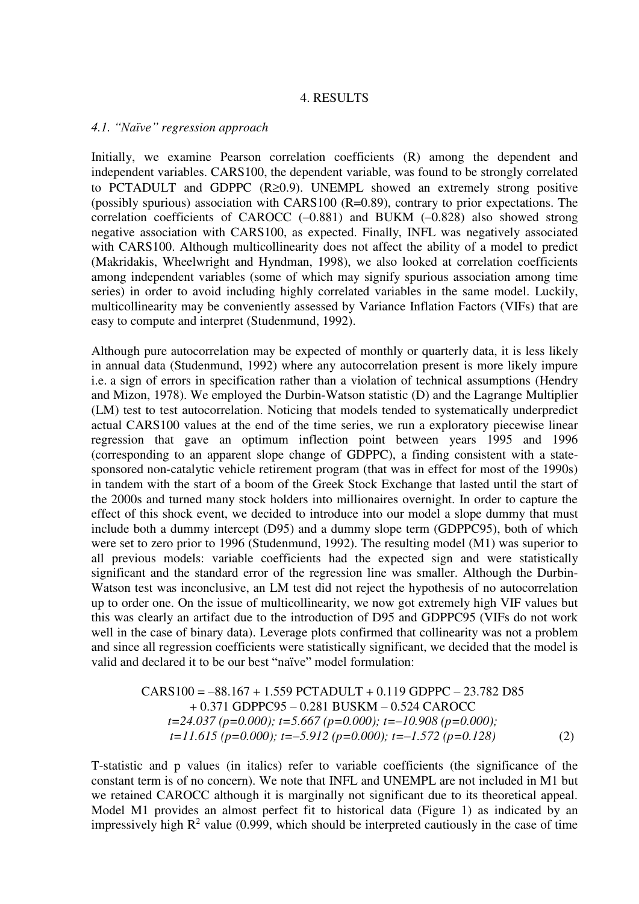## 4. RESULTS

### 4.1. "Naïve" regression approach

Initially, we examine Pearson correlation coefficients (R) among the dependent and independent variables. CARS100, the dependent variable, was found to be strongly correlated to PCTADULT and GDPPC ($R \geq 0.9$). UNEMPL showed an extremely strong positive (possibly spurious) association with CARS100 (R=0.89), contrary to prior expectations. The correlation coefficients of CAROCC (–0.881) and BUKM (–0.828) also showed strong negative association with CARS100, as expected. Finally, INFL was negatively associated with CARS100. Although multicollinearity does not affect the ability of a model to predict (Makridakis, Wheelwright and Hyndman, 1998), we also looked at correlation coefficients among independent variables (some of which may signify spurious association among time series) in order to avoid including highly correlated variables in the same model. Luckily, multicollinearity may be conveniently assessed by Variance Inflation Factors (VIFs) that are easy to compute and interpret (Studenmund, 1992).

Although pure autocorrelation may be expected of monthly or quarterly data, it is less likely in annual data (Studenmund, 1992) where any autocorrelation present is more likely impure i.e. a sign of errors in specification rather than a violation of technical assumptions (Hendry and Mizon, 1978). We employed the Durbin-Watson statistic (D) and the Lagrange Multiplier (LM) test to test autocorrelation. Noticing that models tended to systematically underpredict actual CARS100 values at the end of the time series, we run a exploratory piecewise linear regression that gave an optimum inflection point between years 1995 and 1996 (corresponding to an apparent slope change of GDPPC), a finding consistent with a state-sponsored non-catalytic vehicle retirement program (that was in effect for most of the 1990s) in tandem with the start of a boom of the Greek Stock Exchange that lasted until the start of the 2000s and turned many stock holders into millionaires overnight. In order to capture the effect of this shock event, we decided to introduce into our model a slope dummy that must include both a dummy intercept (D95) and a dummy slope term (GDPPC95), both of which were set to zero prior to 1996 (Studenmund, 1992). The resulting model (M1) was superior to all previous models: variable coefficients had the expected sign and were statistically significant and the standard error of the regression line was smaller. Although the Durbin-Watson test was inconclusive, an LM test did not reject the hypothesis of no autocorrelation up to order one. On the issue of multicollinearity, we now got extremely high VIF values but this was clearly an artifact due to the introduction of D95 and GDPPC95 (VIFs do not work well in the case of binary data). Leverage plots confirmed that collinearity was not a problem and since all regression coefficients were statistically significant, we decided that the model is valid and declared it to be our best "naïve" model formulation:

$$\begin{gathered}
\text{CARS100} = -88.167 + 1.559\ \text{PCTADULT} + 0.119\ \text{GDPPC} - 23.782\ \text{D85} \\
+ 0.371\ \text{GDPPC95} - 0.281\ \text{BUSKM} - 0.524\ \text{CAROCC} \\
\textit{t=24.037 (p=0.000); t=5.667 (p=0.000); t=–10.908 (p=0.000);} \\
\textit{t=11.615 (p=0.000); t=–5.912 (p=0.000); t=–1.572 (p=0.128)}
\end{gathered} \tag{2}$$

T-statistic and p values (in italics) refer to variable coefficients (the significance of the constant term is of no concern). We note that INFL and UNEMPL are not included in M1 but we retained CAROCC although it is marginally not significant due to its theoretical appeal. Model M1 provides an almost perfect fit to historical data (Figure 1) as indicated by an impressively high $R^2$ value (0.999, which should be interpreted cautiously in the case of time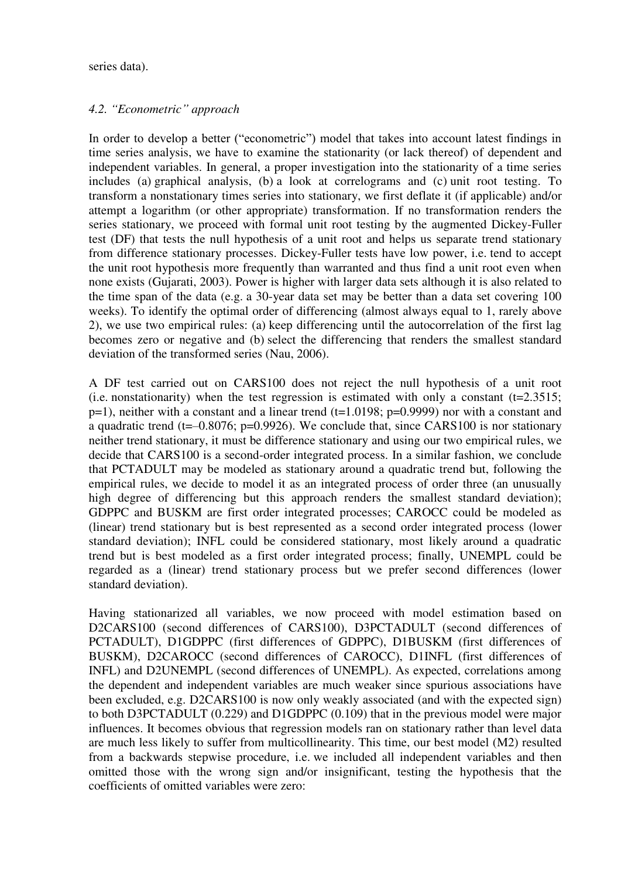series data).

### 4.2. *"Econometric" approach*

In order to develop a better ("econometric") model that takes into account latest findings in time series analysis, we have to examine the stationarity (or lack thereof) of dependent and independent variables. In general, a proper investigation into the stationarity of a time series includes (a) graphical analysis, (b) a look at correlograms and (c) unit root testing. To transform a nonstationary times series into stationary, we first deflate it (if applicable) and/or attempt a logarithm (or other appropriate) transformation. If no transformation renders the series stationary, we proceed with formal unit root testing by the augmented Dickey-Fuller test (DF) that tests the null hypothesis of a unit root and helps us separate trend stationary from difference stationary processes. Dickey-Fuller tests have low power, i.e. tend to accept the unit root hypothesis more frequently than warranted and thus find a unit root even when none exists (Gujarati, 2003). Power is higher with larger data sets although it is also related to the time span of the data (e.g. a 30-year data set may be better than a data set covering 100 weeks). To identify the optimal order of differencing (almost always equal to 1, rarely above 2), we use two empirical rules: (a) keep differencing until the autocorrelation of the first lag becomes zero or negative and (b) select the differencing that renders the smallest standard deviation of the transformed series (Nau, 2006).

A DF test carried out on CARS100 does not reject the null hypothesis of a unit root (i.e. nonstationarity) when the test regression is estimated with only a constant ($t=2.3515$; $p=1$), neither with a constant and a linear trend ($t=1.0198$; $p=0.9999$) nor with a constant and a quadratic trend ($t=-0.8076$; $p=0.9926$). We conclude that, since CARS100 is nor stationary neither trend stationary, it must be difference stationary and using our two empirical rules, we decide that CARS100 is a second-order integrated process. In a similar fashion, we conclude that PCTADULT may be modeled as stationary around a quadratic trend but, following the empirical rules, we decide to model it as an integrated process of order three (an unusually high degree of differencing but this approach renders the smallest standard deviation); GDPPC and BUSKM are first order integrated processes; CAROCC could be modeled as (linear) trend stationary but is best represented as a second order integrated process (lower standard deviation); INFL could be considered stationary, most likely around a quadratic trend but is best modeled as a first order integrated process; finally, UNEMPL could be regarded as a (linear) trend stationary process but we prefer second differences (lower standard deviation).

Having stationarized all variables, we now proceed with model estimation based on D2CARS100 (second differences of CARS100), D3PCTADULT (second differences of PCTADULT), D1GDPPC (first differences of GDPPC), D1BUSKM (first differences of BUSKM), D2CAROCC (second differences of CAROCC), D1INFL (first differences of INFL) and D2UNEMPL (second differences of UNEMPL). As expected, correlations among the dependent and independent variables are much weaker since spurious associations have been excluded, e.g. D2CARS100 is now only weakly associated (and with the expected sign) to both D3PCTADULT (0.229) and D1GDPPC (0.109) that in the previous model were major influences. It becomes obvious that regression models ran on stationary rather than level data are much less likely to suffer from multicollinearity. This time, our best model (M2) resulted from a backwards stepwise procedure, i.e. we included all independent variables and then omitted those with the wrong sign and/or insignificant, testing the hypothesis that the coefficients of omitted variables were zero: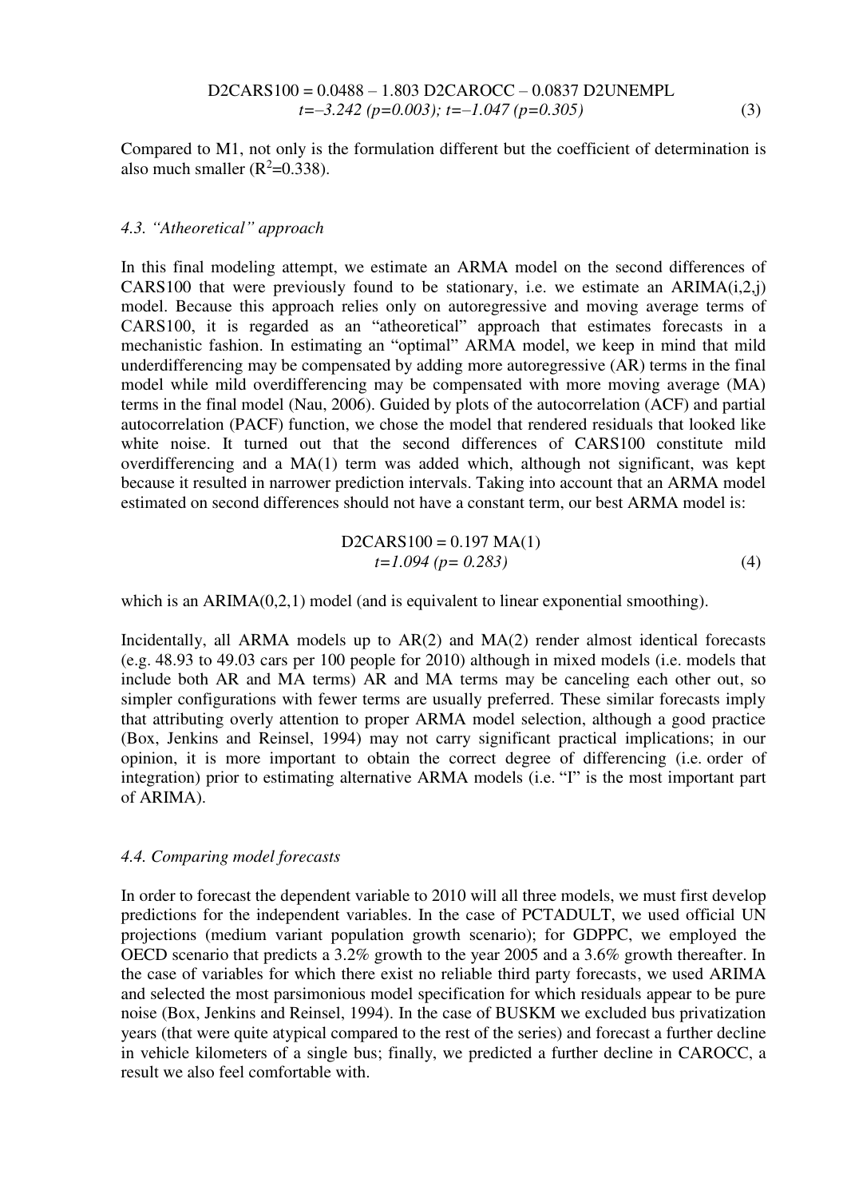$$D2CARS100 = 0.0488 - 1.803\ D2CAROCC - 0.0837\ D2UNEMPL$$
$$t=-3.242\ (p=0.003);\ t=-1.047\ (p=0.305) \quad (3)$$

Compared to M1, not only is the formulation different but the coefficient of determination is also much smaller ($R^2$=0.338).

### 4.3. "Atheoretical" approach

In this final modeling attempt, we estimate an ARMA model on the second differences of CARS100 that were previously found to be stationary, i.e. we estimate an ARIMA(i,2,j) model. Because this approach relies only on autoregressive and moving average terms of CARS100, it is regarded as an "atheoretical" approach that estimates forecasts in a mechanistic fashion. In estimating an "optimal" ARMA model, we keep in mind that mild underdifferencing may be compensated by adding more autoregressive (AR) terms in the final model while mild overdifferencing may be compensated with more moving average (MA) terms in the final model (Nau, 2006). Guided by plots of the autocorrelation (ACF) and partial autocorrelation (PACF) function, we chose the model that rendered residuals that looked like white noise. It turned out that the second differences of CARS100 constitute mild overdifferencing and a MA(1) term was added which, although not significant, was kept because it resulted in narrower prediction intervals. Taking into account that an ARMA model estimated on second differences should not have a constant term, our best ARMA model is:

$$D2CARS100 = 0.197\ MA(1)$$
$$t=1.094\ (p=0.283) \quad (4)$$

which is an ARIMA(0,2,1) model (and is equivalent to linear exponential smoothing).

Incidentally, all ARMA models up to AR(2) and MA(2) render almost identical forecasts (e.g. 48.93 to 49.03 cars per 100 people for 2010) although in mixed models (i.e. models that include both AR and MA terms) AR and MA terms may be canceling each other out, so simpler configurations with fewer terms are usually preferred. These similar forecasts imply that attributing overly attention to proper ARMA model selection, although a good practice (Box, Jenkins and Reinsel, 1994) may not carry significant practical implications; in our opinion, it is more important to obtain the correct degree of differencing (i.e. order of integration) prior to estimating alternative ARMA models (i.e. "I" is the most important part of ARIMA).

### 4.4. Comparing model forecasts

In order to forecast the dependent variable to 2010 will all three models, we must first develop predictions for the independent variables. In the case of PCTADULT, we used official UN projections (medium variant population growth scenario); for GDPPC, we employed the OECD scenario that predicts a 3.2% growth to the year 2005 and a 3.6% growth thereafter. In the case of variables for which there exist no reliable third party forecasts, we used ARIMA and selected the most parsimonious model specification for which residuals appear to be pure noise (Box, Jenkins and Reinsel, 1994). In the case of BUSKM we excluded bus privatization years (that were quite atypical compared to the rest of the series) and forecast a further decline in vehicle kilometers of a single bus; finally, we predicted a further decline in CAROCC, a result we also feel comfortable with.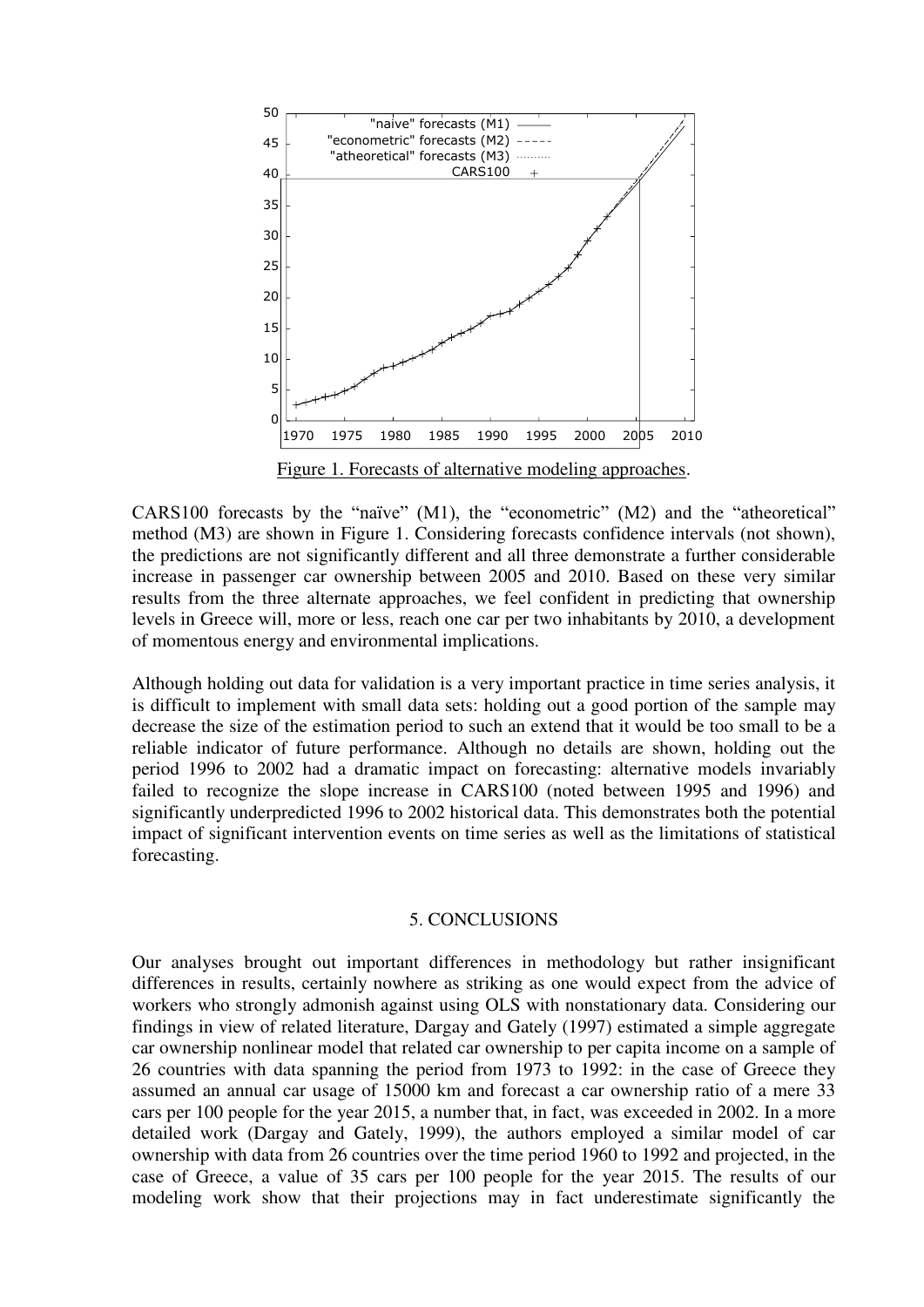Figure 1. Forecasts of alternative modeling approaches.

CARS100 forecasts by the "naïve" (M1), the "econometric" (M2) and the "atheoretical" method (M3) are shown in Figure 1. Considering forecasts confidence intervals (not shown), the predictions are not significantly different and all three demonstrate a further considerable increase in passenger car ownership between 2005 and 2010. Based on these very similar results from the three alternate approaches, we feel confident in predicting that ownership levels in Greece will, more or less, reach one car per two inhabitants by 2010, a development of momentous energy and environmental implications.

Although holding out data for validation is a very important practice in time series analysis, it is difficult to implement with small data sets: holding out a good portion of the sample may decrease the size of the estimation period to such an extend that it would be too small to be a reliable indicator of future performance. Although no details are shown, holding out the period 1996 to 2002 had a dramatic impact on forecasting: alternative models invariably failed to recognize the slope increase in CARS100 (noted between 1995 and 1996) and significantly underpredicted 1996 to 2002 historical data. This demonstrates both the potential impact of significant intervention events on time series as well as the limitations of statistical forecasting.

## 5. CONCLUSIONS

Our analyses brought out important differences in methodology but rather insignificant differences in results, certainly nowhere as striking as one would expect from the advice of workers who strongly admonish against using OLS with nonstationary data. Considering our findings in view of related literature, Dargay and Gately (1997) estimated a simple aggregate car ownership nonlinear model that related car ownership to per capita income on a sample of 26 countries with data spanning the period from 1973 to 1992: in the case of Greece they assumed an annual car usage of 15000 km and forecast a car ownership ratio of a mere 33 cars per 100 people for the year 2015, a number that, in fact, was exceeded in 2002. In a more detailed work (Dargay and Gately, 1999), the authors employed a similar model of car ownership with data from 26 countries over the time period 1960 to 1992 and projected, in the case of Greece, a value of 35 cars per 100 people for the year 2015. The results of our modeling work show that their projections may in fact underestimate significantly the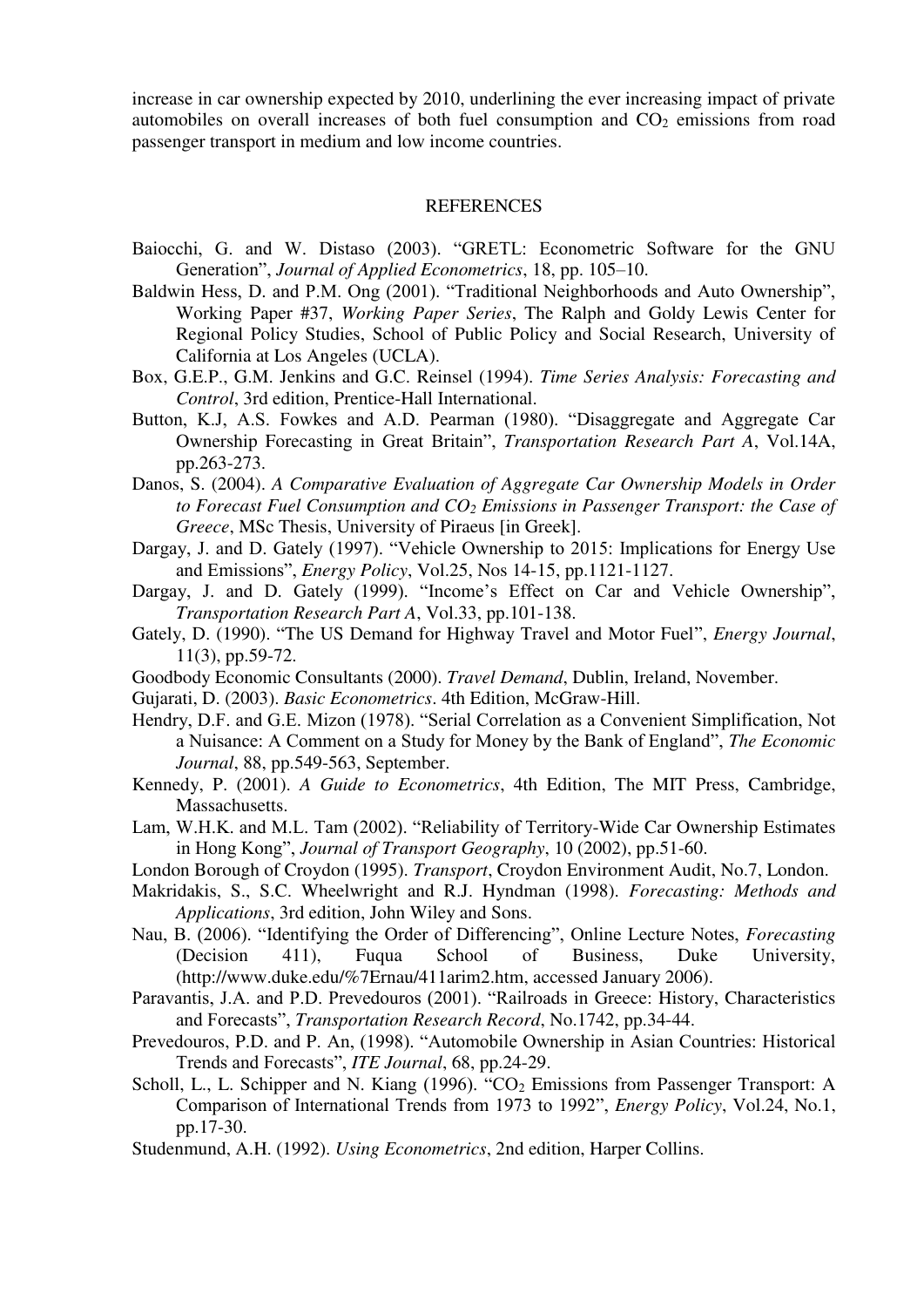increase in car ownership expected by 2010, underlining the ever increasing impact of private automobiles on overall increases of both fuel consumption and $CO_2$ emissions from road passenger transport in medium and low income countries.

## REFERENCES

Baiocchi, G. and W. Distaso (2003). "GRETL: Econometric Software for the GNU Generation", *Journal of Applied Econometrics*, 18, pp. 105–10.

Baldwin Hess, D. and P.M. Ong (2001). "Traditional Neighborhoods and Auto Ownership", Working Paper #37, *Working Paper Series*, The Ralph and Goldy Lewis Center for Regional Policy Studies, School of Public Policy and Social Research, University of California at Los Angeles (UCLA).

Box, G.E.P., G.M. Jenkins and G.C. Reinsel (1994). *Time Series Analysis: Forecasting and Control*, 3rd edition, Prentice-Hall International.

Button, K.J, A.S. Fowkes and A.D. Pearman (1980). "Disaggregate and Aggregate Car Ownership Forecasting in Great Britain", *Transportation Research Part A*, Vol.14A, pp.263-273.

Danos, S. (2004). *A Comparative Evaluation of Aggregate Car Ownership Models in Order to Forecast Fuel Consumption and $CO_2$ Emissions in Passenger Transport: the Case of Greece*, MSc Thesis, University of Piraeus [in Greek].

Dargay, J. and D. Gately (1997). "Vehicle Ownership to 2015: Implications for Energy Use and Emissions", *Energy Policy*, Vol.25, Nos 14-15, pp.1121-1127.

Dargay, J. and D. Gately (1999). "Income's Effect on Car and Vehicle Ownership", *Transportation Research Part A*, Vol.33, pp.101-138.

Gately, D. (1990). "The US Demand for Highway Travel and Motor Fuel", *Energy Journal*, 11(3), pp.59-72.

Goodbody Economic Consultants (2000). *Travel Demand*, Dublin, Ireland, November.

Gujarati, D. (2003). *Basic Econometrics*. 4th Edition, McGraw-Hill.

Hendry, D.F. and G.E. Mizon (1978). "Serial Correlation as a Convenient Simplification, Not a Nuisance: A Comment on a Study for Money by the Bank of England", *The Economic Journal*, 88, pp.549-563, September.

Kennedy, P. (2001). *A Guide to Econometrics*, 4th Edition, The MIT Press, Cambridge, Massachusetts.

Lam, W.H.K. and M.L. Tam (2002). "Reliability of Territory-Wide Car Ownership Estimates in Hong Kong", *Journal of Transport Geography*, 10 (2002), pp.51-60.

London Borough of Croydon (1995). *Transport*, Croydon Environment Audit, No.7, London.

Makridakis, S., S.C. Wheelwright and R.J. Hyndman (1998). *Forecasting: Methods and Applications*, 3rd edition, John Wiley and Sons.

Nau, B. (2006). "Identifying the Order of Differencing", Online Lecture Notes, *Forecasting* (Decision 411), Fuqua School of Business, Duke University, (http://www.duke.edu/%7Ernau/411arim2.htm, accessed January 2006).

Paravantis, J.A. and P.D. Prevedouros (2001). "Railroads in Greece: History, Characteristics and Forecasts", *Transportation Research Record*, No.1742, pp.34-44.

Prevedouros, P.D. and P. An, (1998). "Automobile Ownership in Asian Countries: Historical Trends and Forecasts", *ITE Journal*, 68, pp.24-29.

Scholl, L., L. Schipper and N. Kiang (1996). "$CO_2$ Emissions from Passenger Transport: A Comparison of International Trends from 1973 to 1992", *Energy Policy*, Vol.24, No.1, pp.17-30.

Studenmund, A.H. (1992). *Using Econometrics*, 2nd edition, Harper Collins.